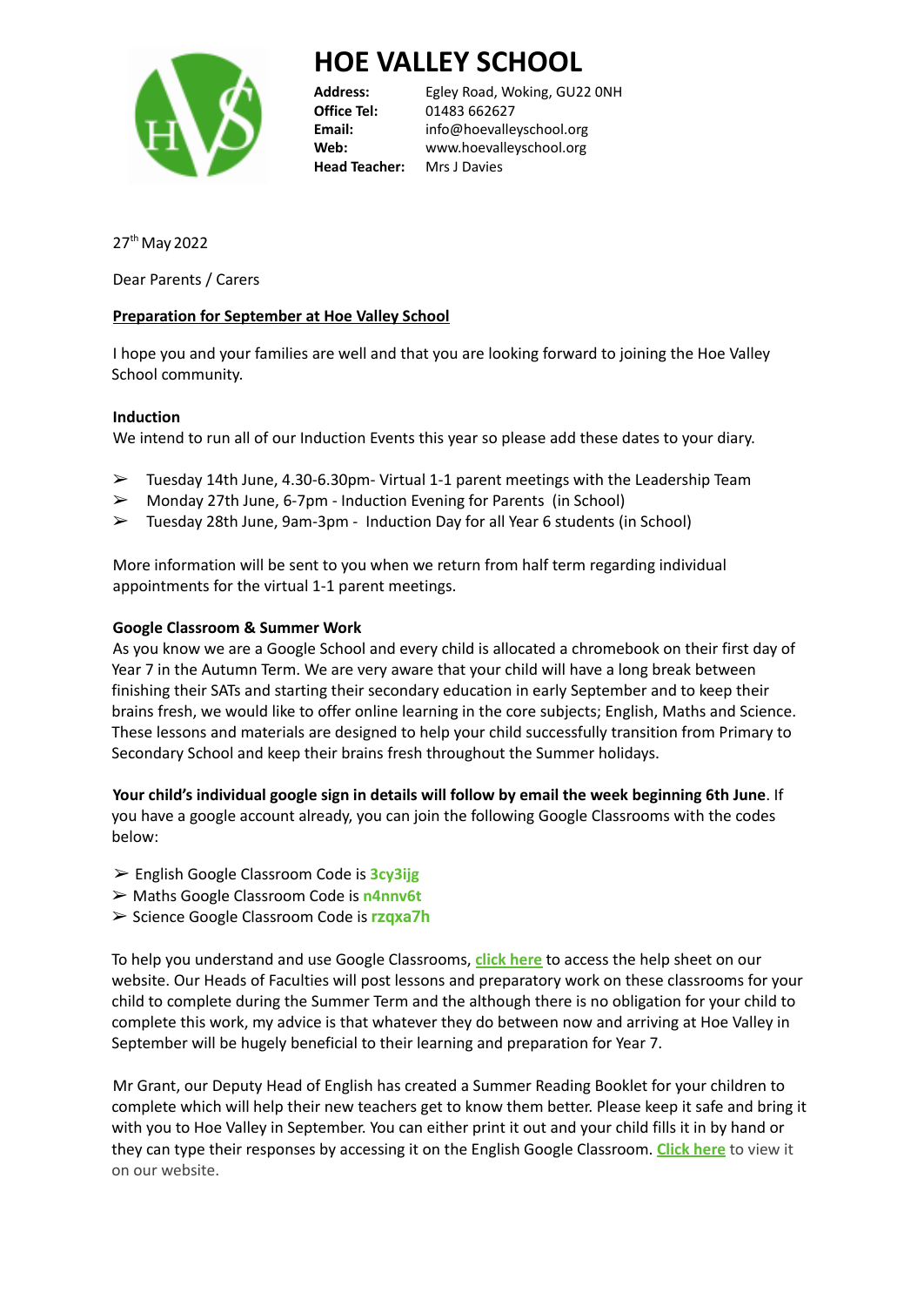# HOE VALLEY SCHOOL

**Address:** Egley Road, Woking, GU22 0NH
**Office Tel:** 01483 662627
**Email:** info@hoevalleyschool.org
**Web:** www.hoevalleyschool.org
**Head Teacher:** Mrs J Davies

27th May 2022

Dear Parents / Carers

**Preparation for September at Hoe Valley School**

I hope you and your families are well and that you are looking forward to joining the Hoe Valley School community.

**Induction**

We intend to run all of our Induction Events this year so please add these dates to your diary.

- Tuesday 14th June, 4.30-6.30pm- Virtual 1-1 parent meetings with the Leadership Team
- Monday 27th June, 6-7pm - Induction Evening for Parents (in School)
- Tuesday 28th June, 9am-3pm - Induction Day for all Year 6 students (in School)

More information will be sent to you when we return from half term regarding individual appointments for the virtual 1-1 parent meetings.

**Google Classroom & Summer Work**

As you know we are a Google School and every child is allocated a chromebook on their first day of Year 7 in the Autumn Term. We are very aware that your child will have a long break between finishing their SATs and starting their secondary education in early September and to keep their brains fresh, we would like to offer online learning in the core subjects; English, Maths and Science. These lessons and materials are designed to help your child successfully transition from Primary to Secondary School and keep their brains fresh throughout the Summer holidays.

**Your child's individual google sign in details will follow by email the week beginning 6th June**. If you have a google account already, you can join the following Google Classrooms with the codes below:

- English Google Classroom Code is **3cy3ijg**
- Maths Google Classroom Code is **n4nnv6t**
- Science Google Classroom Code is **rzqxa7h**

To help you understand and use Google Classrooms, **click here** to access the help sheet on our website. Our Heads of Faculties will post lessons and preparatory work on these classrooms for your child to complete during the Summer Term and the although there is no obligation for your child to complete this work, my advice is that whatever they do between now and arriving at Hoe Valley in September will be hugely beneficial to their learning and preparation for Year 7.

Mr Grant, our Deputy Head of English has created a Summer Reading Booklet for your children to complete which will help their new teachers get to know them better. Please keep it safe and bring it with you to Hoe Valley in September. You can either print it out and your child fills it in by hand or they can type their responses by accessing it on the English Google Classroom. **Click here** to view it on our website.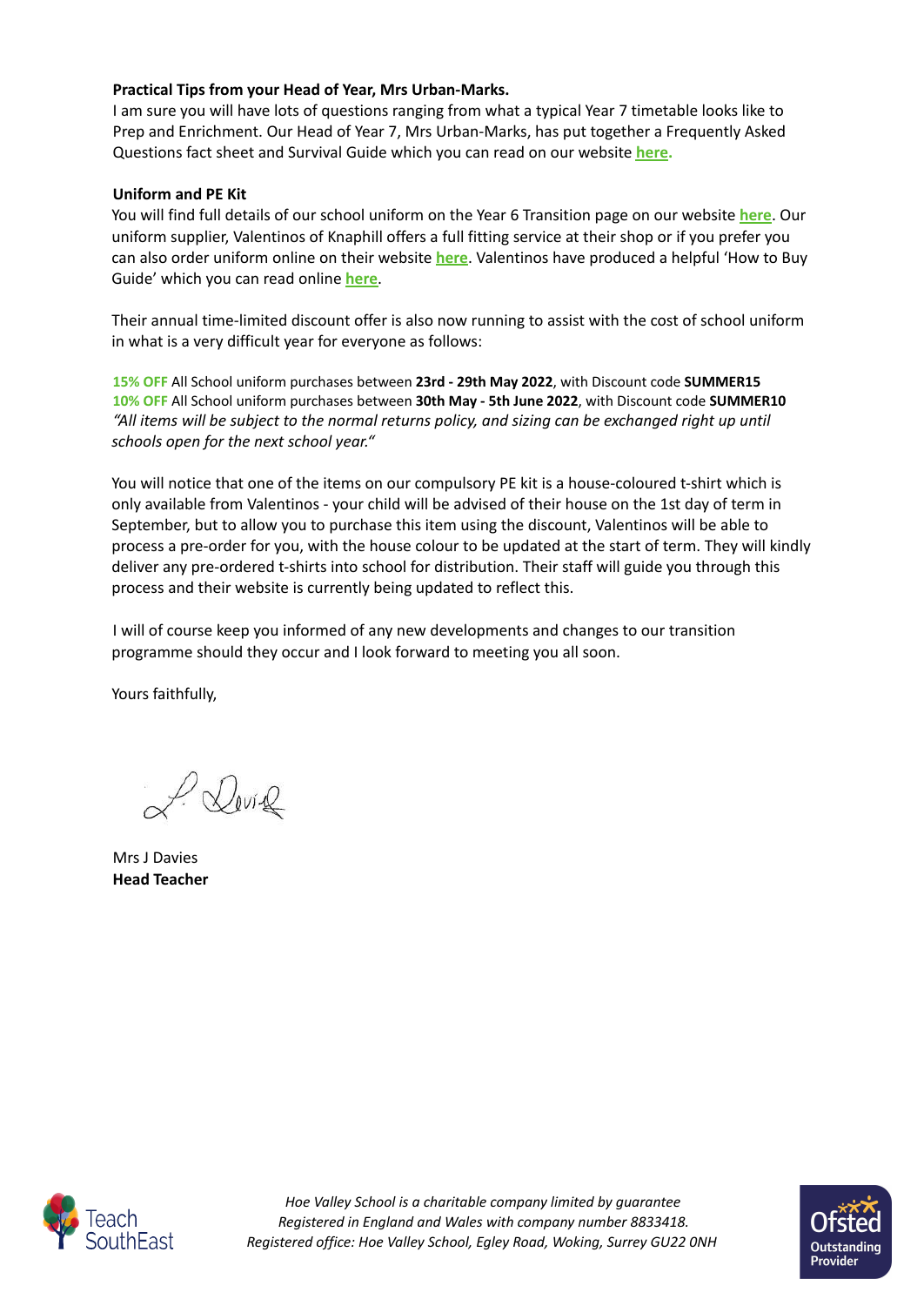**Practical Tips from your Head of Year, Mrs Urban-Marks.**
I am sure you will have lots of questions ranging from what a typical Year 7 timetable looks like to Prep and Enrichment. Our Head of Year 7, Mrs Urban-Marks, has put together a Frequently Asked Questions fact sheet and Survival Guide which you can read on our website **here.**

**Uniform and PE Kit**
You will find full details of our school uniform on the Year 6 Transition page on our website **here**. Our uniform supplier, Valentinos of Knaphill offers a full fitting service at their shop or if you prefer you can also order uniform online on their website **here**. Valentinos have produced a helpful 'How to Buy Guide' which you can read online **here**.

Their annual time-limited discount offer is also now running to assist with the cost of school uniform in what is a very difficult year for everyone as follows:

**15% OFF** All School uniform purchases between **23rd - 29th May 2022**, with Discount code **SUMMER15**
**10% OFF** All School uniform purchases between **30th May - 5th June 2022**, with Discount code **SUMMER10**
*"All items will be subject to the normal returns policy, and sizing can be exchanged right up until schools open for the next school year."*

You will notice that one of the items on our compulsory PE kit is a house-coloured t-shirt which is only available from Valentinos - your child will be advised of their house on the 1st day of term in September, but to allow you to purchase this item using the discount, Valentinos will be able to process a pre-order for you, with the house colour to be updated at the start of term. They will kindly deliver any pre-ordered t-shirts into school for distribution. Their staff will guide you through this process and their website is currently being updated to reflect this.

I will of course keep you informed of any new developments and changes to our transition programme should they occur and I look forward to meeting you all soon.

Yours faithfully,

Mrs J Davies
**Head Teacher**

*Hoe Valley School is a charitable company limited by guarantee*
*Registered in England and Wales with company number 8833418.*
*Registered office: Hoe Valley School, Egley Road, Woking, Surrey GU22 0NH*